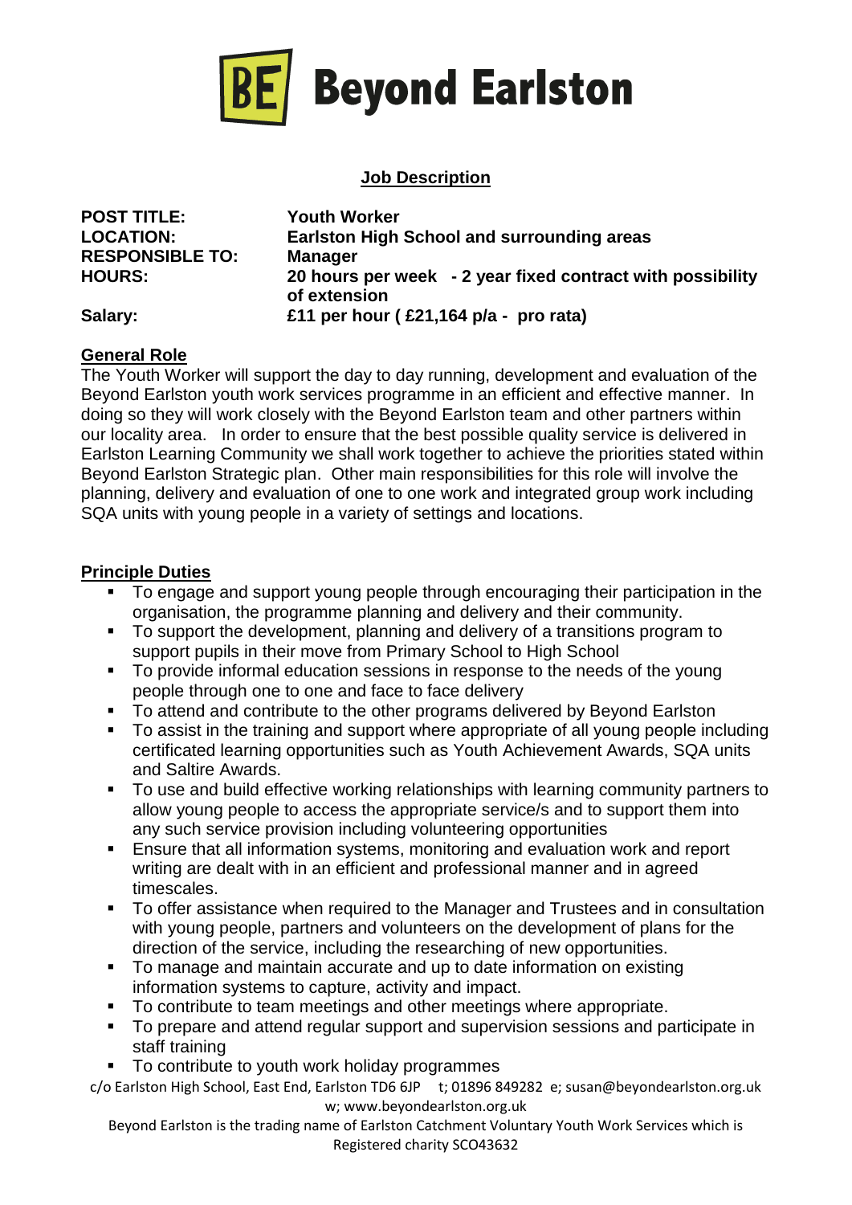# Beyond Earlston

## Job Description

| | |
|---|---|
| **POST TITLE:** | **Youth Worker** |
| **LOCATION:** | **Earlston High School and surrounding areas** |
| **RESPONSIBLE TO:** | **Manager** |
| **HOURS:** | **20 hours per week - 2 year fixed contract with possibility of extension** |
| **Salary:** | **£11 per hour ( £21,164 p/a - pro rata)** |

### General Role

The Youth Worker will support the day to day running, development and evaluation of the Beyond Earlston youth work services programme in an efficient and effective manner. In doing so they will work closely with the Beyond Earlston team and other partners within our locality area. In order to ensure that the best possible quality service is delivered in Earlston Learning Community we shall work together to achieve the priorities stated within Beyond Earlston Strategic plan. Other main responsibilities for this role will involve the planning, delivery and evaluation of one to one work and integrated group work including SQA units with young people in a variety of settings and locations.

### Principle Duties

- To engage and support young people through encouraging their participation in the organisation, the programme planning and delivery and their community.
- To support the development, planning and delivery of a transitions program to support pupils in their move from Primary School to High School
- To provide informal education sessions in response to the needs of the young people through one to one and face to face delivery
- To attend and contribute to the other programs delivered by Beyond Earlston
- To assist in the training and support where appropriate of all young people including certificated learning opportunities such as Youth Achievement Awards, SQA units and Saltire Awards.
- To use and build effective working relationships with learning community partners to allow young people to access the appropriate service/s and to support them into any such service provision including volunteering opportunities
- Ensure that all information systems, monitoring and evaluation work and report writing are dealt with in an efficient and professional manner and in agreed timescales.
- To offer assistance when required to the Manager and Trustees and in consultation with young people, partners and volunteers on the development of plans for the direction of the service, including the researching of new opportunities.
- To manage and maintain accurate and up to date information on existing information systems to capture, activity and impact.
- To contribute to team meetings and other meetings where appropriate.
- To prepare and attend regular support and supervision sessions and participate in staff training
- To contribute to youth work holiday programmes

c/o Earlston High School, East End, Earlston TD6 6JP t; 01896 849282 e; susan@beyondearlston.org.uk w; www.beyondearlston.org.uk

Beyond Earlston is the trading name of Earlston Catchment Voluntary Youth Work Services which is Registered charity SCO43632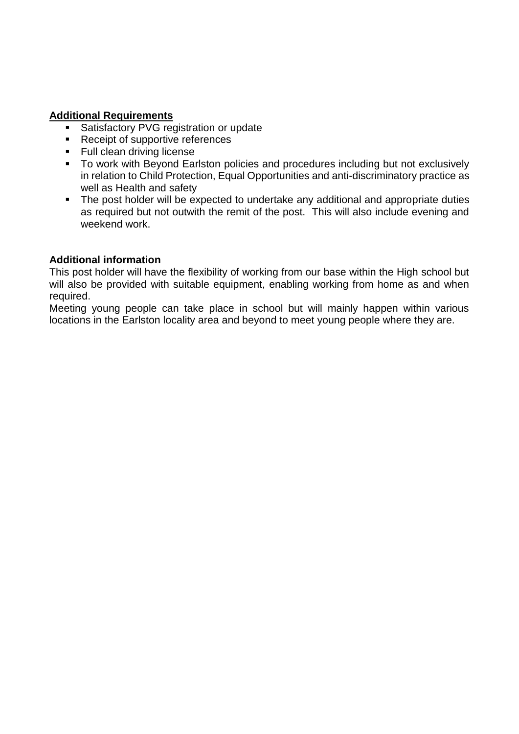**Additional Requirements**

- Satisfactory PVG registration or update
- Receipt of supportive references
- Full clean driving license
- To work with Beyond Earlston policies and procedures including but not exclusively in relation to Child Protection, Equal Opportunities and anti-discriminatory practice as well as Health and safety
- The post holder will be expected to undertake any additional and appropriate duties as required but not outwith the remit of the post. This will also include evening and weekend work.

**Additional information**

This post holder will have the flexibility of working from our base within the High school but will also be provided with suitable equipment, enabling working from home as and when required.

Meeting young people can take place in school but will mainly happen within various locations in the Earlston locality area and beyond to meet young people where they are.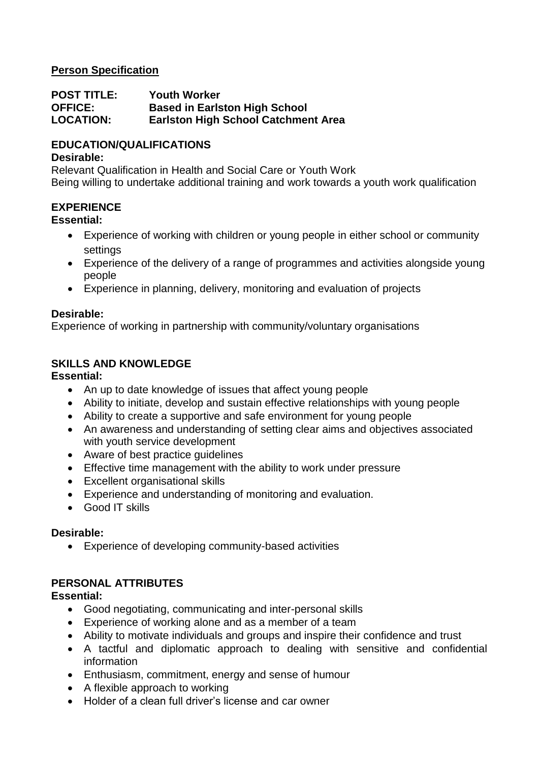**Person Specification**

**POST TITLE:** **Youth Worker**
**OFFICE:** **Based in Earlston High School**
**LOCATION:** **Earlston High School Catchment Area**

## EDUCATION/QUALIFICATIONS

**Desirable:**

Relevant Qualification in Health and Social Care or Youth Work
Being willing to undertake additional training and work towards a youth work qualification

## EXPERIENCE

**Essential:**

- Experience of working with children or young people in either school or community settings
- Experience of the delivery of a range of programmes and activities alongside young people
- Experience in planning, delivery, monitoring and evaluation of projects

**Desirable:**

Experience of working in partnership with community/voluntary organisations

## SKILLS AND KNOWLEDGE

**Essential:**

- An up to date knowledge of issues that affect young people
- Ability to initiate, develop and sustain effective relationships with young people
- Ability to create a supportive and safe environment for young people
- An awareness and understanding of setting clear aims and objectives associated with youth service development
- Aware of best practice guidelines
- Effective time management with the ability to work under pressure
- Excellent organisational skills
- Experience and understanding of monitoring and evaluation.
- Good IT skills

**Desirable:**

- Experience of developing community-based activities

## PERSONAL ATTRIBUTES

**Essential:**

- Good negotiating, communicating and inter-personal skills
- Experience of working alone and as a member of a team
- Ability to motivate individuals and groups and inspire their confidence and trust
- A tactful and diplomatic approach to dealing with sensitive and confidential information
- Enthusiasm, commitment, energy and sense of humour
- A flexible approach to working
- Holder of a clean full driver's license and car owner